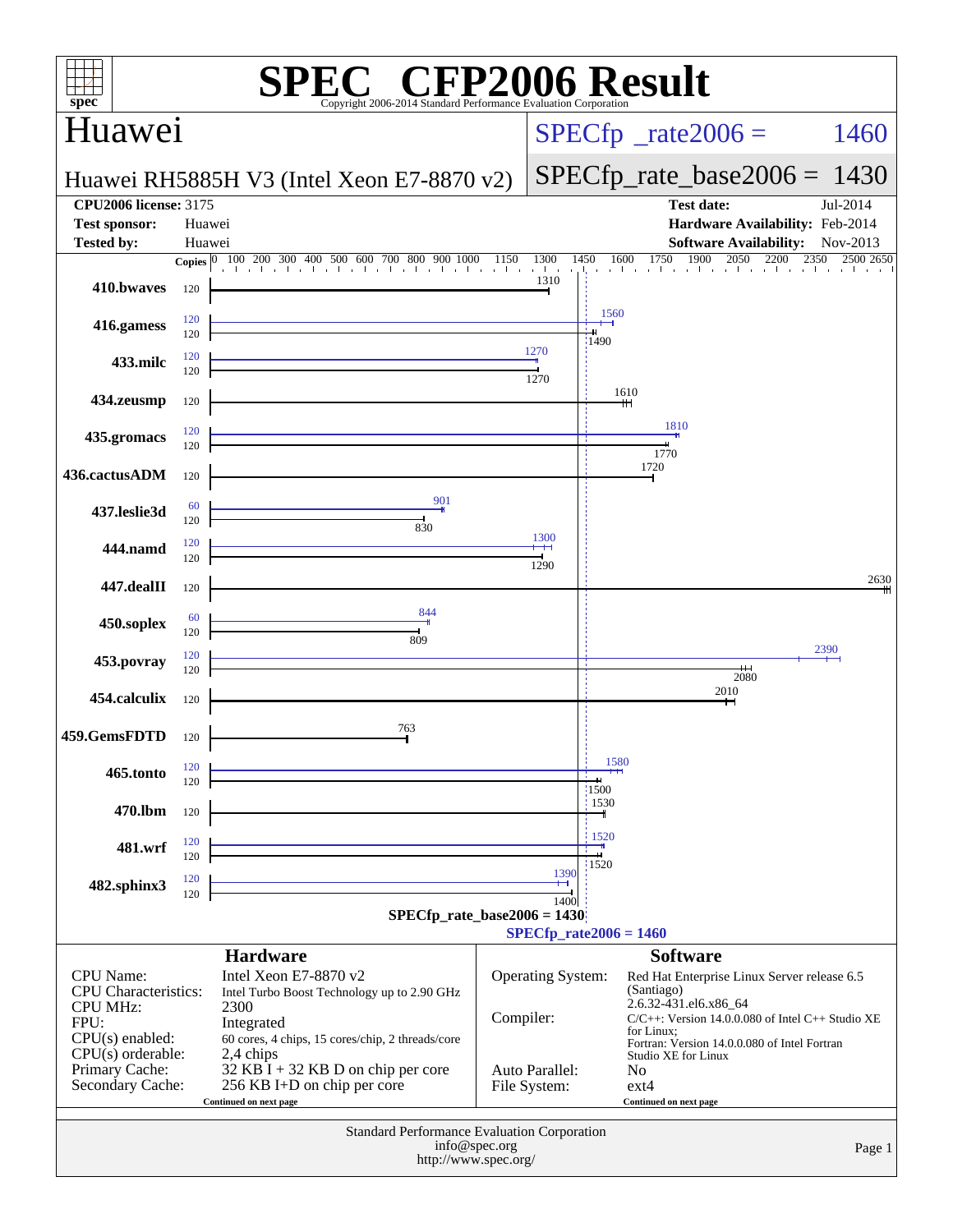# SPEC CFP2006 Result

Copyright 2006-2014 Standard Performance Evaluation Corporation

## Huawei

**Huawei RH5885H V3 (Intel Xeon E7-8870 v2)**

SPECfp_rate2006 = 1460

SPECfp_rate_base2006 = 1430

| | | | |
|---|---|---|---|
| **CPU2006 license:** 3175 | | **Test date:** | Jul-2014 |
| **Test sponsor:** | Huawei | **Hardware Availability:** | Feb-2014 |
| **Tested by:** | Huawei | **Software Availability:** | Nov-2013 |

| Benchmark | Copies (peak) | Peak | Copies (base) | Base |
|---|---|---|---|---|
| 410.bwaves | | | 120 | 1310 |
| 416.gamess | 120 | 1560 | 120 | 1490 |
| 433.milc | 120 | 1270 | 120 | 1270 |
| 434.zeusmp | | | 120 | 1610 |
| 435.gromacs | 120 | 1810 | 120 | 1770 |
| 436.cactusADM | | | 120 | 1720 |
| 437.leslie3d | 60 | 901 | 120 | 830 |
| 444.namd | 120 | 1300 | 120 | 1290 |
| 447.dealII | | | 120 | 2630 |
| 450.soplex | 60 | 844 | 120 | 809 |
| 453.povray | 120 | 2390 | 120 | 2080 |
| 454.calculix | | | 120 | 2010 |
| 459.GemsFDTD | | | 120 | 763 |
| 465.tonto | 120 | 1580 | 120 | 1500 |
| 470.lbm | | | 120 | 1530 |
| 481.wrf | 120 | 1520 | 120 | 1520 |
| 482.sphinx3 | 120 | 1390 | 120 | 1400 |

SPECfp_rate_base2006 = 1430

SPECfp_rate2006 = 1460

### Hardware

| | |
|---|---|
| CPU Name: | Intel Xeon E7-8870 v2 |
| CPU Characteristics: | Intel Turbo Boost Technology up to 2.90 GHz |
| CPU MHz: | 2300 |
| FPU: | Integrated |
| CPU(s) enabled: | 60 cores, 4 chips, 15 cores/chip, 2 threads/core |
| CPU(s) orderable: | 2,4 chips |
| Primary Cache: | 32 KB I + 32 KB D on chip per core |
| Secondary Cache: | 256 KB I+D on chip per core |

Continued on next page

### Software

| | |
|---|---|
| Operating System: | Red Hat Enterprise Linux Server release 6.5 (Santiago) 2.6.32-431.el6.x86_64 |
| Compiler: | C/C++: Version 14.0.0.080 of Intel C++ Studio XE for Linux; Fortran: Version 14.0.0.080 of Intel Fortran Studio XE for Linux |
| Auto Parallel: | No |
| File System: | ext4 |

Continued on next page

Standard Performance Evaluation Corporation
info@spec.org
http://www.spec.org/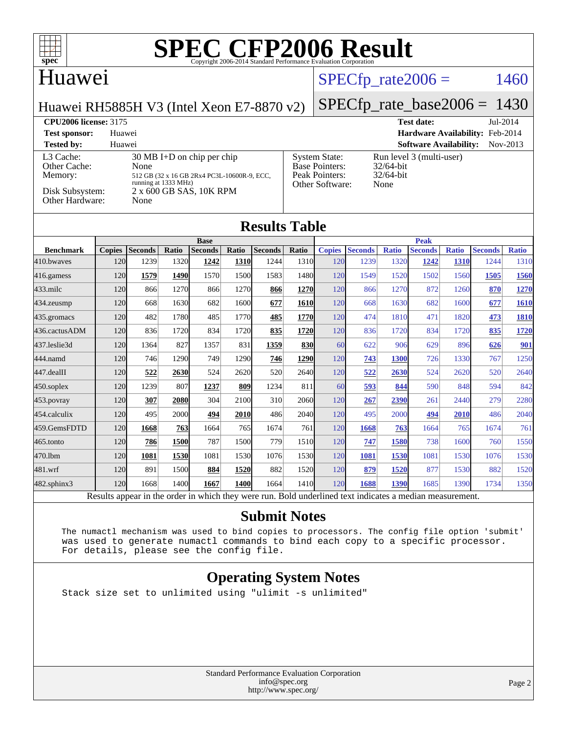# SPEC CFP2006 Result

Copyright 2006-2014 Standard Performance Evaluation Corporation

## Huawei

Huawei RH5885H V3 (Intel Xeon E7-8870 v2)

SPECfp_rate2006 = 1460

SPECfp_rate_base2006 = 1430

**CPU2006 license:** 3175
**Test sponsor:** Huawei
**Tested by:** Huawei

**Test date:** Jul-2014
**Hardware Availability:** Feb-2014
**Software Availability:** Nov-2013

| | |
|---|---|
| L3 Cache: | 30 MB I+D on chip per chip |
| Other Cache: | None |
| Memory: | 512 GB (32 x 16 GB 2Rx4 PC3L-10600R-9, ECC, running at 1333 MHz) |
| Disk Subsystem: | 2 x 600 GB SAS, 10K RPM |
| Other Hardware: | None |

| | |
|---|---|
| System State: | Run level 3 (multi-user) |
| Base Pointers: | 32/64-bit |
| Peak Pointers: | 32/64-bit |
| Other Software: | None |

## Results Table

| Benchmark | Base | | | | | | | Peak | | | | | | |
|---|---|---|---|---|---|---|---|---|---|---|---|---|---|---|
| | Copies | Seconds | Ratio | Seconds | Ratio | Seconds | Ratio | Copies | Seconds | Ratio | Seconds | Ratio | Seconds | Ratio |
| 410.bwaves | 120 | 1239 | 1320 | **1242** | **1310** | 1244 | 1310 | 120 | 1239 | 1320 | **1242** | **1310** | 1244 | 1310 |
| 416.gamess | 120 | **1579** | **1490** | 1570 | 1500 | 1583 | 1480 | 120 | 1549 | 1520 | 1502 | 1560 | **1505** | **1560** |
| 433.milc | 120 | 866 | 1270 | 866 | 1270 | **866** | **1270** | 120 | 866 | 1270 | 872 | 1260 | **870** | **1270** |
| 434.zeusmp | 120 | 668 | 1630 | 682 | 1600 | **677** | **1610** | 120 | 668 | 1630 | 682 | 1600 | **677** | **1610** |
| 435.gromacs | 120 | 482 | 1780 | 485 | 1770 | **485** | **1770** | 120 | 474 | 1810 | 471 | 1820 | **473** | **1810** |
| 436.cactusADM | 120 | 836 | 1720 | 834 | 1720 | **835** | **1720** | 120 | 836 | 1720 | 834 | 1720 | **835** | **1720** |
| 437.leslie3d | 120 | 1364 | 827 | 1357 | 831 | **1359** | **830** | 60 | 622 | 906 | 629 | 896 | **626** | **901** |
| 444.namd | 120 | 746 | 1290 | 749 | 1290 | **746** | **1290** | 120 | **743** | **1300** | 726 | 1330 | 767 | 1250 |
| 447.dealII | 120 | **522** | **2630** | 524 | 2620 | 520 | 2640 | 120 | **522** | **2630** | 524 | 2620 | 520 | 2640 |
| 450.soplex | 120 | 1239 | 807 | **1237** | **809** | 1234 | 811 | 60 | **593** | **844** | 590 | 848 | 594 | 842 |
| 453.povray | 120 | **307** | **2080** | 304 | 2100 | 310 | 2060 | 120 | **267** | **2390** | 261 | 2440 | 279 | 2280 |
| 454.calculix | 120 | 495 | 2000 | **494** | **2010** | 486 | 2040 | 120 | 495 | 2000 | **494** | **2010** | 486 | 2040 |
| 459.GemsFDTD | 120 | **1668** | **763** | 1664 | 765 | 1674 | 761 | 120 | **1668** | **763** | 1664 | 765 | 1674 | 761 |
| 465.tonto | 120 | **786** | **1500** | 787 | 1500 | 779 | 1510 | 120 | **747** | **1580** | 738 | 1600 | 760 | 1550 |
| 470.lbm | 120 | **1081** | **1530** | 1081 | 1530 | 1076 | 1530 | 120 | **1081** | **1530** | 1081 | 1530 | 1076 | 1530 |
| 481.wrf | 120 | 891 | 1500 | **884** | **1520** | 882 | 1520 | 120 | **879** | **1520** | 877 | 1530 | 882 | 1520 |
| 482.sphinx3 | 120 | 1668 | 1400 | **1667** | **1400** | 1664 | 1410 | 120 | **1688** | **1390** | 1685 | 1390 | 1734 | 1350 |

Results appear in the order in which they were run. Bold underlined text indicates a median measurement.

## Submit Notes

```
The numactl mechanism was used to bind copies to processors. The config file option 'submit'
was used to generate numactl commands to bind each copy to a specific processor.
For details, please see the config file.
```

## Operating System Notes

```
Stack size set to unlimited using "ulimit -s unlimited"
```

Standard Performance Evaluation Corporation
info@spec.org
http://www.spec.org/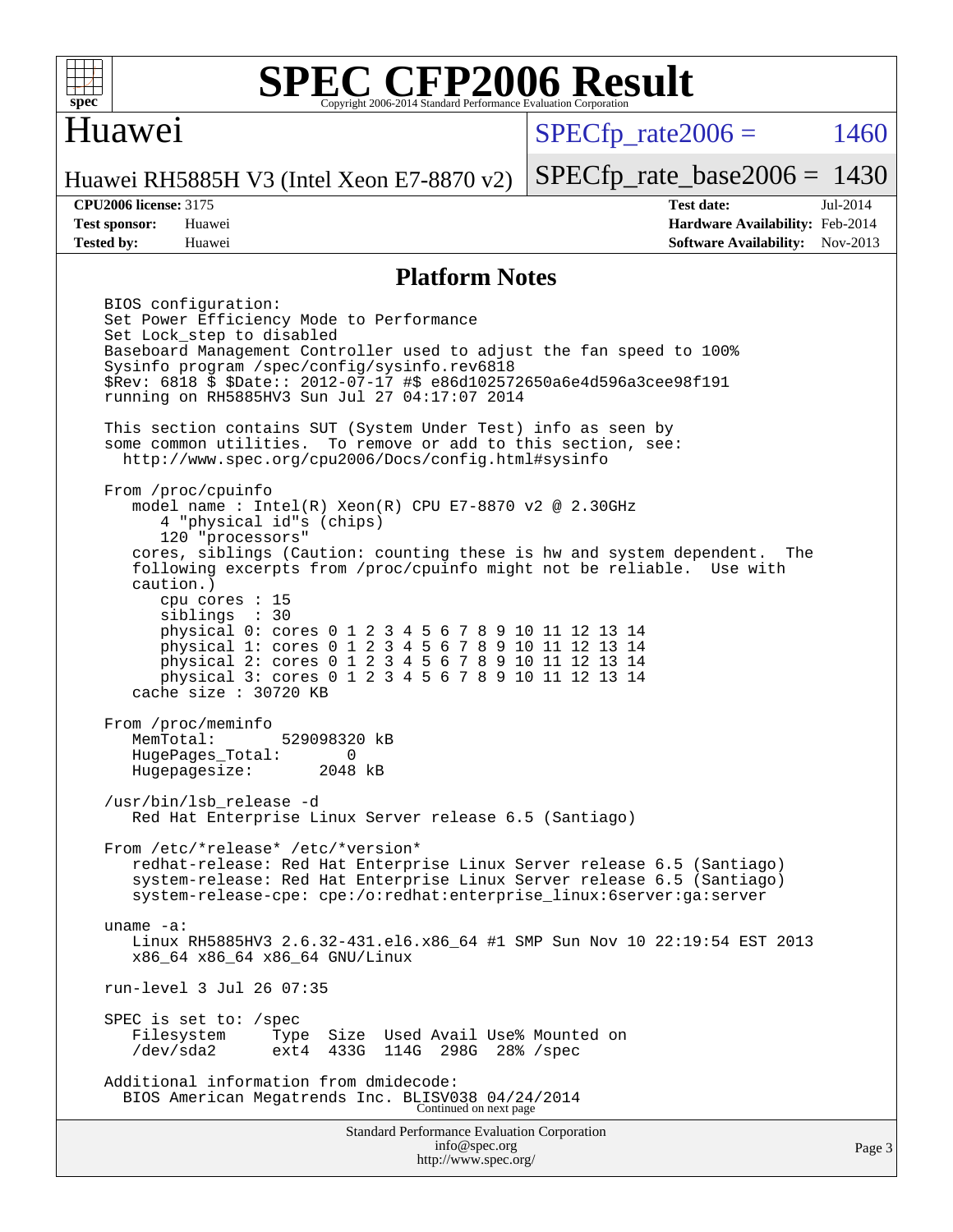# SPEC CFP2006 Result

Copyright 2006-2014 Standard Performance Evaluation Corporation

## Huawei

Huawei RH5885H V3 (Intel Xeon E7-8870 v2)

SPECfp_rate2006 = 1460

SPECfp_rate_base2006 = 1430

**CPU2006 license:** 3175
**Test sponsor:** Huawei
**Tested by:** Huawei

**Test date:** Jul-2014
**Hardware Availability:** Feb-2014
**Software Availability:** Nov-2013

## Platform Notes

```
BIOS configuration:
Set Power Efficiency Mode to Performance
Set Lock_step to disabled
Baseboard Management Controller used to adjust the fan speed to 100%
Sysinfo program /spec/config/sysinfo.rev6818
$Rev: 6818 $ $Date:: 2012-07-17 #$ e86d102572650a6e4d596a3cee98f191
running on RH5885HV3 Sun Jul 27 04:17:07 2014

This section contains SUT (System Under Test) info as seen by
some common utilities.  To remove or add to this section, see:
  http://www.spec.org/cpu2006/Docs/config.html#sysinfo

From /proc/cpuinfo
   model name : Intel(R) Xeon(R) CPU E7-8870 v2 @ 2.30GHz
      4 "physical id"s (chips)
      120 "processors"
   cores, siblings (Caution: counting these is hw and system dependent.  The
   following excerpts from /proc/cpuinfo might not be reliable.  Use with
   caution.)
      cpu cores : 15
      siblings  : 30
      physical 0: cores 0 1 2 3 4 5 6 7 8 9 10 11 12 13 14
      physical 1: cores 0 1 2 3 4 5 6 7 8 9 10 11 12 13 14
      physical 2: cores 0 1 2 3 4 5 6 7 8 9 10 11 12 13 14
      physical 3: cores 0 1 2 3 4 5 6 7 8 9 10 11 12 13 14
   cache size : 30720 KB

From /proc/meminfo
   MemTotal:       529098320 kB
   HugePages_Total:       0
   Hugepagesize:       2048 kB

/usr/bin/lsb_release -d
   Red Hat Enterprise Linux Server release 6.5 (Santiago)

From /etc/*release* /etc/*version*
   redhat-release: Red Hat Enterprise Linux Server release 6.5 (Santiago)
   system-release: Red Hat Enterprise Linux Server release 6.5 (Santiago)
   system-release-cpe: cpe:/o:redhat:enterprise_linux:6server:ga:server

uname -a:
   Linux RH5885HV3 2.6.32-431.el6.x86_64 #1 SMP Sun Nov 10 22:19:54 EST 2013
   x86_64 x86_64 x86_64 GNU/Linux

run-level 3 Jul 26 07:35

SPEC is set to: /spec
   Filesystem     Type  Size  Used Avail Use% Mounted on
   /dev/sda2      ext4  433G  114G  298G  28% /spec

Additional information from dmidecode:
  BIOS American Megatrends Inc. BLISV038 04/24/2014
```

Continued on next page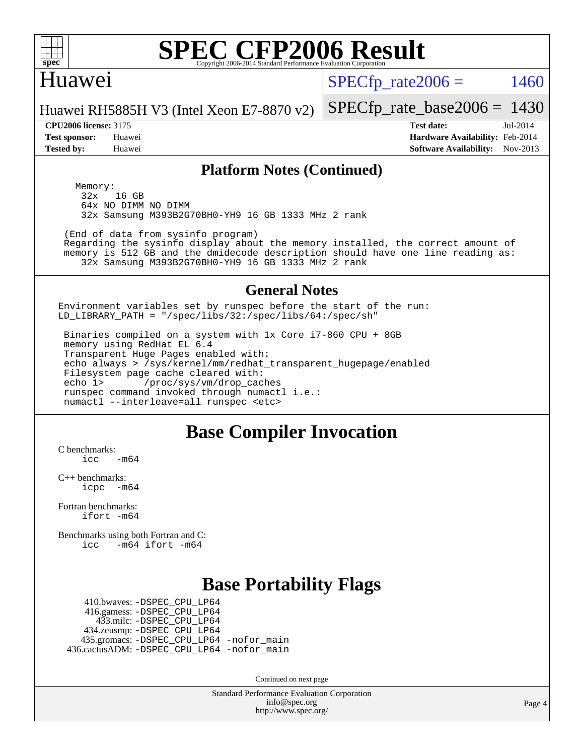## Platform Notes (Continued)

```
 Memory:
   32x   16 GB
   64x NO DIMM NO DIMM
   32x Samsung M393B2G70BH0-YH9 16 GB 1333 MHz 2 rank

(End of data from sysinfo program)
Regarding the sysinfo display about the memory installed, the correct amount of
memory is 512 GB and the dmidecode description should have one line reading as:
   32x Samsung M393B2G70BH0-YH9 16 GB 1333 MHz 2 rank
```

## General Notes

```
Environment variables set by runspec before the start of the run:
LD_LIBRARY_PATH = "/spec/libs/32:/spec/libs/64:/spec/sh"

 Binaries compiled on a system with 1x Core i7-860 CPU + 8GB
 memory using RedHat EL 6.4
 Transparent Huge Pages enabled with:
 echo always > /sys/kernel/mm/redhat_transparent_hugepage/enabled
 Filesystem page cache cleared with:
 echo 1>       /proc/sys/vm/drop_caches
 runspec command invoked through numactl i.e.:
 numactl --interleave=all runspec <etc>
```

# Base Compiler Invocation

C benchmarks:
```
icc   -m64
```

C++ benchmarks:
```
icpc  -m64
```

Fortran benchmarks:
```
ifort -m64
```

Benchmarks using both Fortran and C:
```
icc   -m64 ifort -m64
```

# Base Portability Flags

```
    410.bwaves: -DSPEC_CPU_LP64
    416.gamess: -DSPEC_CPU_LP64
      433.milc: -DSPEC_CPU_LP64
    434.zeusmp: -DSPEC_CPU_LP64
   435.gromacs: -DSPEC_CPU_LP64 -nofor_main
 436.cactusADM: -DSPEC_CPU_LP64 -nofor_main
```

Continued on next page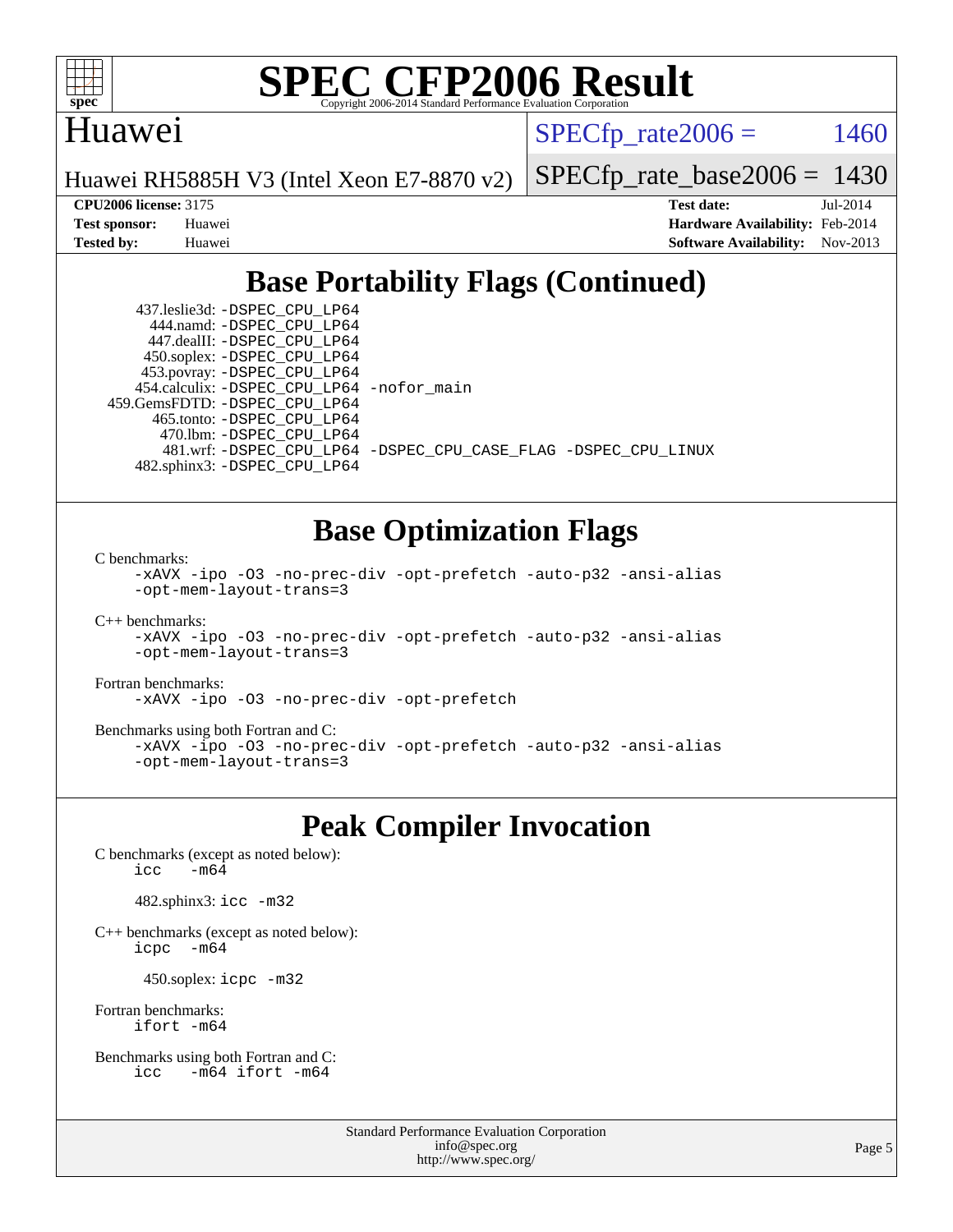# SPEC CFP2006 Result

Copyright 2006-2014 Standard Performance Evaluation Corporation

## Huawei

Huawei RH5885H V3 (Intel Xeon E7-8870 v2)

SPECfp_rate2006 = 1460

SPECfp_rate_base2006 = 1430

| | | | |
|---|---|---|---|
| **CPU2006 license:** 3175 | | **Test date:** | Jul-2014 |
| **Test sponsor:** | Huawei | **Hardware Availability:** | Feb-2014 |
| **Tested by:** | Huawei | **Software Availability:** | Nov-2013 |

## Base Portability Flags (Continued)

437.leslie3d: `-DSPEC_CPU_LP64`
444.namd: `-DSPEC_CPU_LP64`
447.dealII: `-DSPEC_CPU_LP64`
450.soplex: `-DSPEC_CPU_LP64`
453.povray: `-DSPEC_CPU_LP64`
454.calculix: `-DSPEC_CPU_LP64 -nofor_main`
459.GemsFDTD: `-DSPEC_CPU_LP64`
465.tonto: `-DSPEC_CPU_LP64`
470.lbm: `-DSPEC_CPU_LP64`
481.wrf: `-DSPEC_CPU_LP64 -DSPEC_CPU_CASE_FLAG -DSPEC_CPU_LINUX`
482.sphinx3: `-DSPEC_CPU_LP64`

## Base Optimization Flags

C benchmarks:
```
-xAVX -ipo -O3 -no-prec-div -opt-prefetch -auto-p32 -ansi-alias
-opt-mem-layout-trans=3
```

C++ benchmarks:
```
-xAVX -ipo -O3 -no-prec-div -opt-prefetch -auto-p32 -ansi-alias
-opt-mem-layout-trans=3
```

Fortran benchmarks:
```
-xAVX -ipo -O3 -no-prec-div -opt-prefetch
```

Benchmarks using both Fortran and C:
```
-xAVX -ipo -O3 -no-prec-div -opt-prefetch -auto-p32 -ansi-alias
-opt-mem-layout-trans=3
```

## Peak Compiler Invocation

C benchmarks (except as noted below):
```
icc   -m64
```

482.sphinx3: `icc -m32`

C++ benchmarks (except as noted below):
```
icpc   -m64
```

450.soplex: `icpc -m32`

Fortran benchmarks:
```
ifort -m64
```

Benchmarks using both Fortran and C:
```
icc   -m64 ifort -m64
```

Standard Performance Evaluation Corporation
info@spec.org
http://www.spec.org/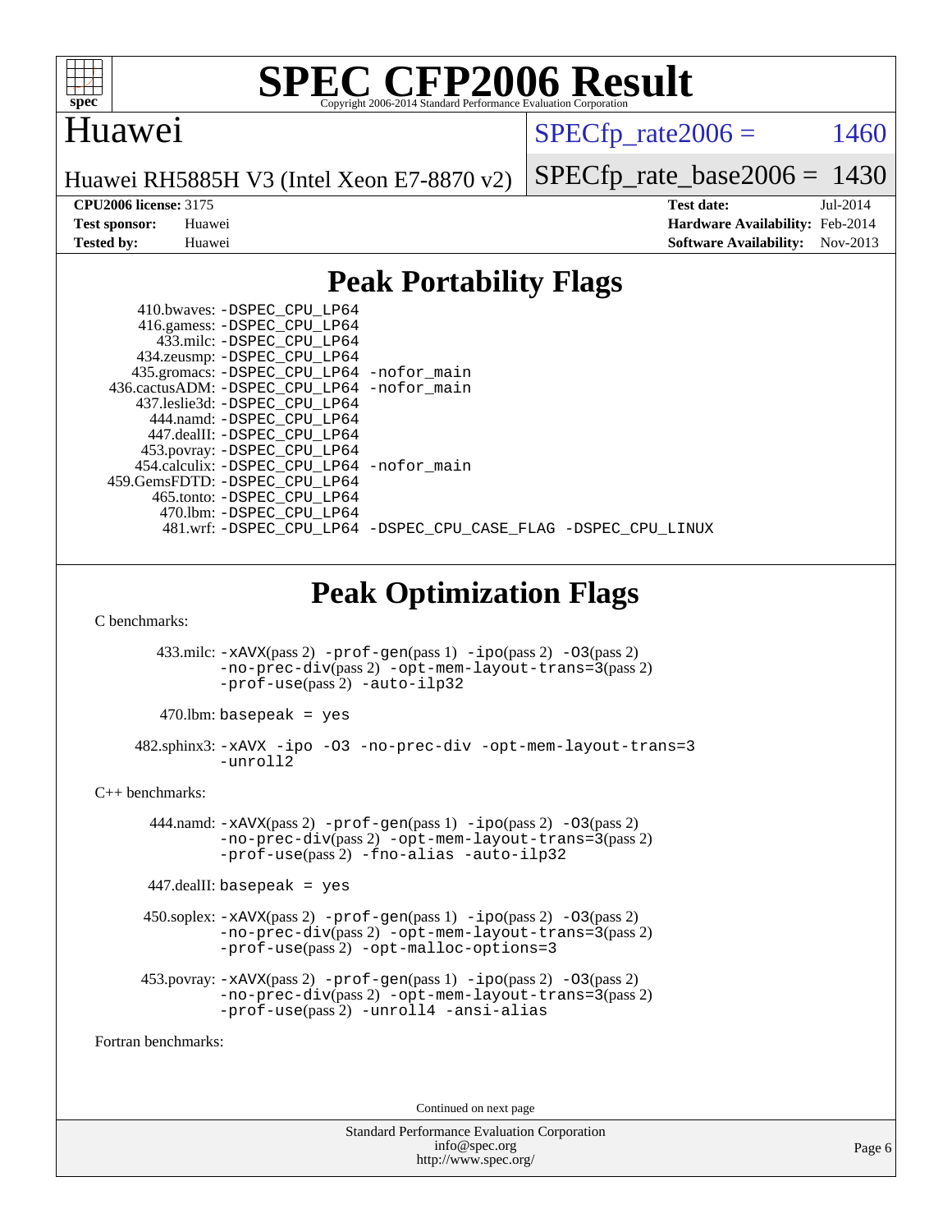## Peak Portability Flags

410.bwaves: -DSPEC_CPU_LP64
416.gamess: -DSPEC_CPU_LP64
433.milc: -DSPEC_CPU_LP64
434.zeusmp: -DSPEC_CPU_LP64
435.gromacs: -DSPEC_CPU_LP64 -nofor_main
436.cactusADM: -DSPEC_CPU_LP64 -nofor_main
437.leslie3d: -DSPEC_CPU_LP64
444.namd: -DSPEC_CPU_LP64
447.dealII: -DSPEC_CPU_LP64
453.povray: -DSPEC_CPU_LP64
454.calculix: -DSPEC_CPU_LP64 -nofor_main
459.GemsFDTD: -DSPEC_CPU_LP64
465.tonto: -DSPEC_CPU_LP64
470.lbm: -DSPEC_CPU_LP64
481.wrf: -DSPEC_CPU_LP64 -DSPEC_CPU_CASE_FLAG -DSPEC_CPU_LINUX

## Peak Optimization Flags

C benchmarks:

433.milc: -xAVX(pass 2) -prof-gen(pass 1) -ipo(pass 2) -O3(pass 2) -no-prec-div(pass 2) -opt-mem-layout-trans=3(pass 2) -prof-use(pass 2) -auto-ilp32

470.lbm: basepeak = yes

482.sphinx3: -xAVX -ipo -O3 -no-prec-div -opt-mem-layout-trans=3 -unroll2

C++ benchmarks:

444.namd: -xAVX(pass 2) -prof-gen(pass 1) -ipo(pass 2) -O3(pass 2) -no-prec-div(pass 2) -opt-mem-layout-trans=3(pass 2) -prof-use(pass 2) -fno-alias -auto-ilp32

447.dealII: basepeak = yes

450.soplex: -xAVX(pass 2) -prof-gen(pass 1) -ipo(pass 2) -O3(pass 2) -no-prec-div(pass 2) -opt-mem-layout-trans=3(pass 2) -prof-use(pass 2) -opt-malloc-options=3

453.povray: -xAVX(pass 2) -prof-gen(pass 1) -ipo(pass 2) -O3(pass 2) -no-prec-div(pass 2) -opt-mem-layout-trans=3(pass 2) -prof-use(pass 2) -unroll4 -ansi-alias

Fortran benchmarks:

Continued on next page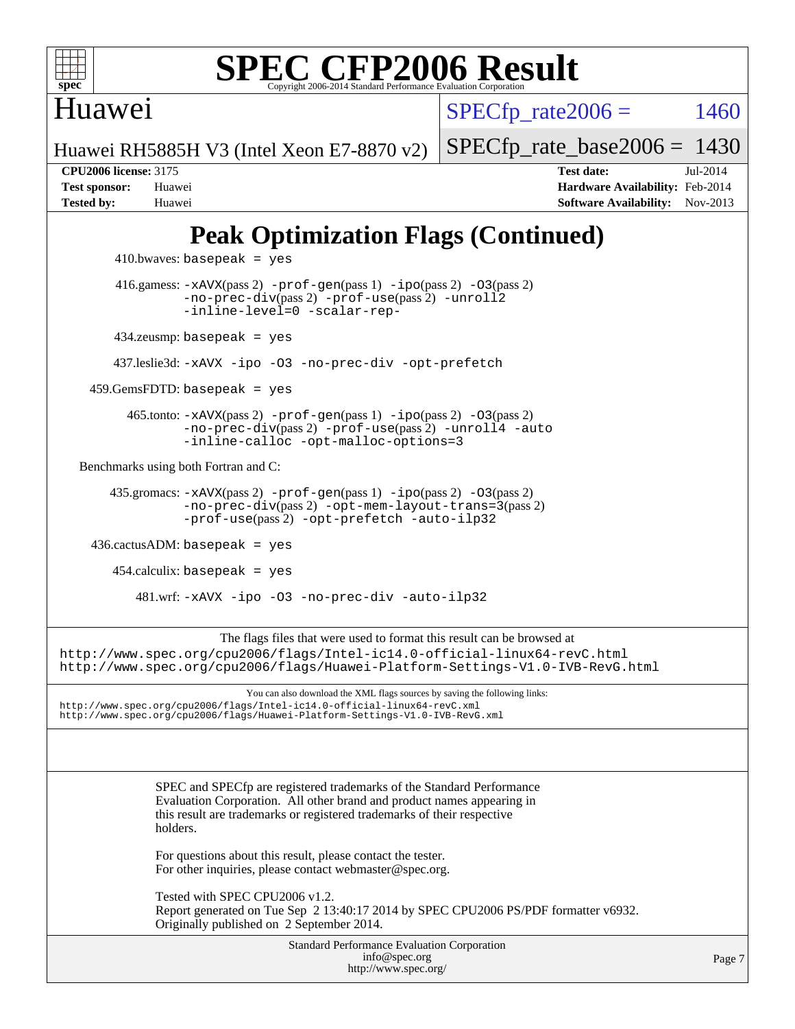# Peak Optimization Flags (Continued)

410.bwaves: basepeak = yes

416.gamess: -xAVX(pass 2) -prof-gen(pass 1) -ipo(pass 2) -O3(pass 2) -no-prec-div(pass 2) -prof-use(pass 2) -unroll2 -inline-level=0 -scalar-rep-

434.zeusmp: basepeak = yes

437.leslie3d: -xAVX -ipo -O3 -no-prec-div -opt-prefetch

459.GemsFDTD: basepeak = yes

465.tonto: -xAVX(pass 2) -prof-gen(pass 1) -ipo(pass 2) -O3(pass 2) -no-prec-div(pass 2) -prof-use(pass 2) -unroll4 -auto -inline-calloc -opt-malloc-options=3

Benchmarks using both Fortran and C:

435.gromacs: -xAVX(pass 2) -prof-gen(pass 1) -ipo(pass 2) -O3(pass 2) -no-prec-div(pass 2) -opt-mem-layout-trans=3(pass 2) -prof-use(pass 2) -opt-prefetch -auto-ilp32

436.cactusADM: basepeak = yes

454.calculix: basepeak = yes

481.wrf: -xAVX -ipo -O3 -no-prec-div -auto-ilp32

The flags files that were used to format this result can be browsed at
http://www.spec.org/cpu2006/flags/Intel-ic14.0-official-linux64-revC.html
http://www.spec.org/cpu2006/flags/Huawei-Platform-Settings-V1.0-IVB-RevG.html

You can also download the XML flags sources by saving the following links:
http://www.spec.org/cpu2006/flags/Intel-ic14.0-official-linux64-revC.xml
http://www.spec.org/cpu2006/flags/Huawei-Platform-Settings-V1.0-IVB-RevG.xml

SPEC and SPECfp are registered trademarks of the Standard Performance Evaluation Corporation. All other brand and product names appearing in this result are trademarks or registered trademarks of their respective holders.

For questions about this result, please contact the tester.
For other inquiries, please contact webmaster@spec.org.

Tested with SPEC CPU2006 v1.2.
Report generated on Tue Sep 2 13:40:17 2014 by SPEC CPU2006 PS/PDF formatter v6932.
Originally published on 2 September 2014.